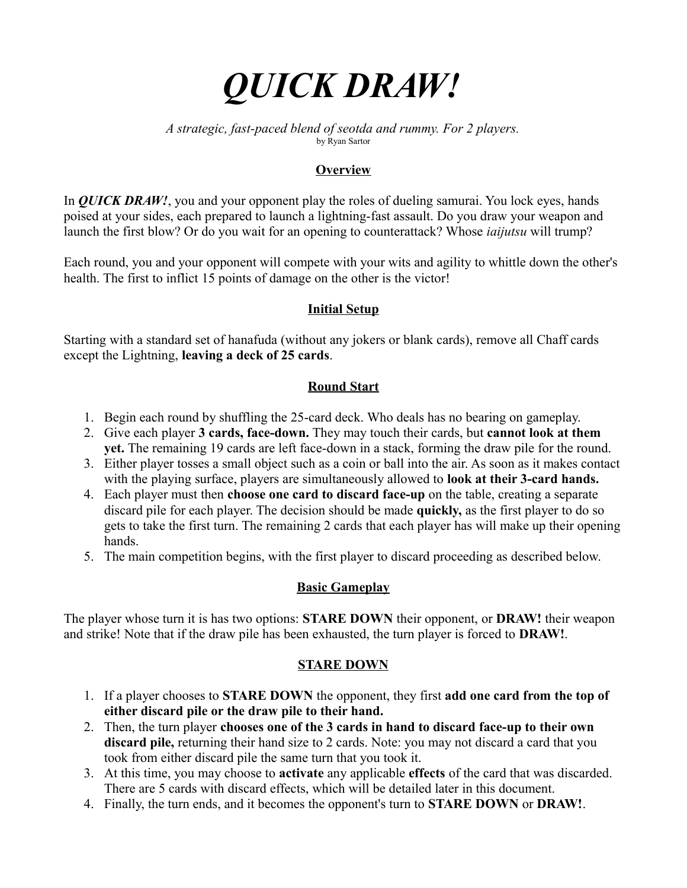# *QUICK DRAW!*

*A strategic, fast-paced blend of seotda and rummy. For 2 players.*
by Ryan Sartor

## Overview

In ***QUICK DRAW!***, you and your opponent play the roles of dueling samurai. You lock eyes, hands poised at your sides, each prepared to launch a lightning-fast assault. Do you draw your weapon and launch the first blow? Or do you wait for an opening to counterattack? Whose *iaijutsu* will trump?

Each round, you and your opponent will compete with your wits and agility to whittle down the other's health. The first to inflict 15 points of damage on the other is the victor!

## Initial Setup

Starting with a standard set of hanafuda (without any jokers or blank cards), remove all Chaff cards except the Lightning, **leaving a deck of 25 cards**.

## Round Start

1. Begin each round by shuffling the 25-card deck. Who deals has no bearing on gameplay.
2. Give each player **3 cards, face-down.** They may touch their cards, but **cannot look at them yet.** The remaining 19 cards are left face-down in a stack, forming the draw pile for the round.
3. Either player tosses a small object such as a coin or ball into the air. As soon as it makes contact with the playing surface, players are simultaneously allowed to **look at their 3-card hands.**
4. Each player must then **choose one card to discard face-up** on the table, creating a separate discard pile for each player. The decision should be made **quickly,** as the first player to do so gets to take the first turn. The remaining 2 cards that each player has will make up their opening hands.
5. The main competition begins, with the first player to discard proceeding as described below.

## Basic Gameplay

The player whose turn it is has two options: **STARE DOWN** their opponent, or **DRAW!** their weapon and strike! Note that if the draw pile has been exhausted, the turn player is forced to **DRAW!**.

## STARE DOWN

1. If a player chooses to **STARE DOWN** the opponent, they first **add one card from the top of either discard pile or the draw pile to their hand.**
2. Then, the turn player **chooses one of the 3 cards in hand to discard face-up to their own discard pile,** returning their hand size to 2 cards. Note: you may not discard a card that you took from either discard pile the same turn that you took it.
3. At this time, you may choose to **activate** any applicable **effects** of the card that was discarded. There are 5 cards with discard effects, which will be detailed later in this document.
4. Finally, the turn ends, and it becomes the opponent's turn to **STARE DOWN** or **DRAW!**.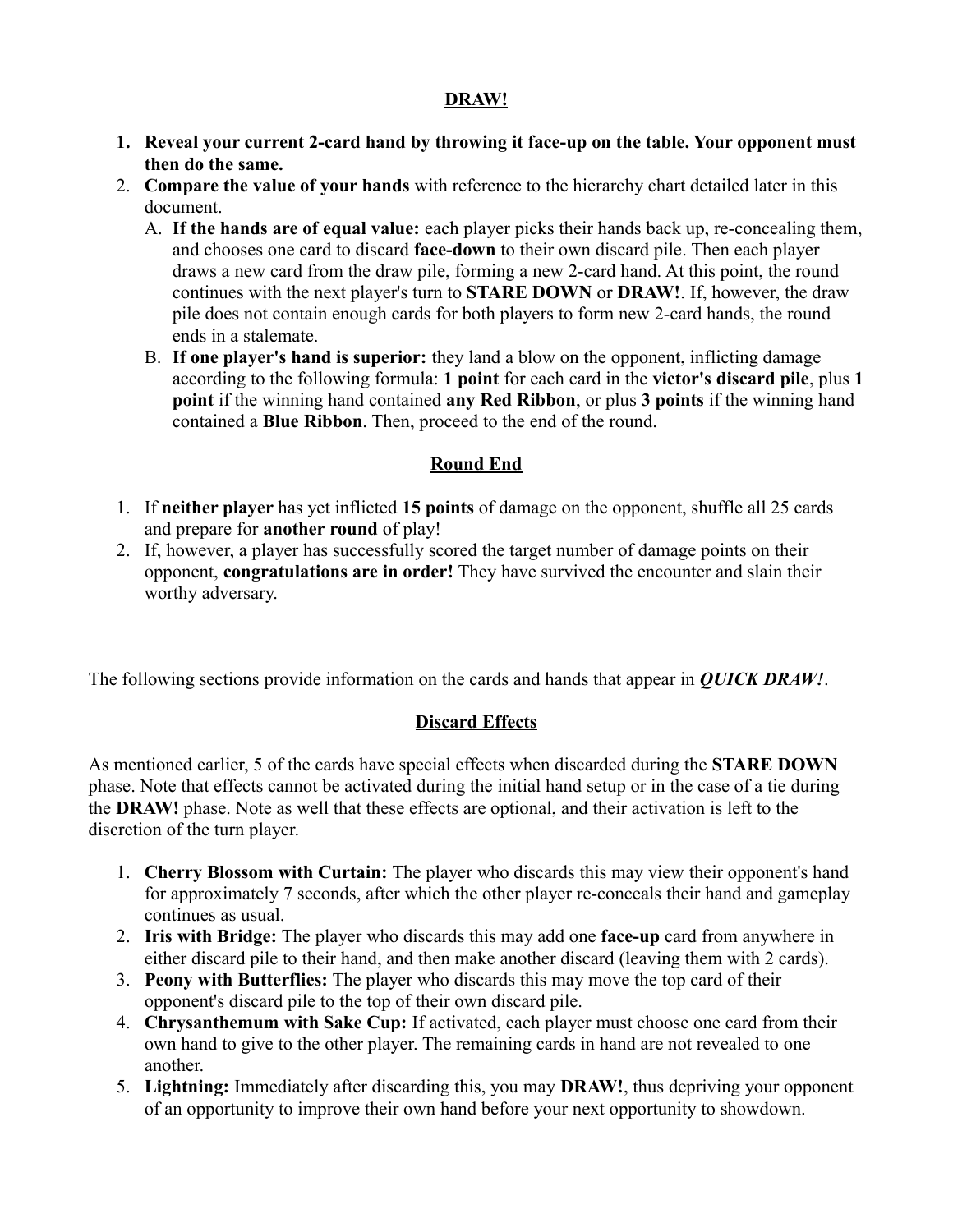## DRAW!

1. **Reveal your current 2-card hand by throwing it face-up on the table. Your opponent must then do the same.**
2. **Compare the value of your hands** with reference to the hierarchy chart detailed later in this document.
   A. **If the hands are of equal value:** each player picks their hands back up, re-concealing them, and chooses one card to discard **face-down** to their own discard pile. Then each player draws a new card from the draw pile, forming a new 2-card hand. At this point, the round continues with the next player's turn to **STARE DOWN** or **DRAW!**. If, however, the draw pile does not contain enough cards for both players to form new 2-card hands, the round ends in a stalemate.
   B. **If one player's hand is superior:** they land a blow on the opponent, inflicting damage according to the following formula: **1 point** for each card in the **victor's discard pile**, plus **1 point** if the winning hand contained **any Red Ribbon**, or plus **3 points** if the winning hand contained a **Blue Ribbon**. Then, proceed to the end of the round.

## Round End

1. If **neither player** has yet inflicted **15 points** of damage on the opponent, shuffle all 25 cards and prepare for **another round** of play!
2. If, however, a player has successfully scored the target number of damage points on their opponent, **congratulations are in order!** They have survived the encounter and slain their worthy adversary.

The following sections provide information on the cards and hands that appear in ***QUICK DRAW!***.

## Discard Effects

As mentioned earlier, 5 of the cards have special effects when discarded during the **STARE DOWN** phase. Note that effects cannot be activated during the initial hand setup or in the case of a tie during the **DRAW!** phase. Note as well that these effects are optional, and their activation is left to the discretion of the turn player.

1. **Cherry Blossom with Curtain:** The player who discards this may view their opponent's hand for approximately 7 seconds, after which the other player re-conceals their hand and gameplay continues as usual.
2. **Iris with Bridge:** The player who discards this may add one **face-up** card from anywhere in either discard pile to their hand, and then make another discard (leaving them with 2 cards).
3. **Peony with Butterflies:** The player who discards this may move the top card of their opponent's discard pile to the top of their own discard pile.
4. **Chrysanthemum with Sake Cup:** If activated, each player must choose one card from their own hand to give to the other player. The remaining cards in hand are not revealed to one another.
5. **Lightning:** Immediately after discarding this, you may **DRAW!**, thus depriving your opponent of an opportunity to improve their own hand before your next opportunity to showdown.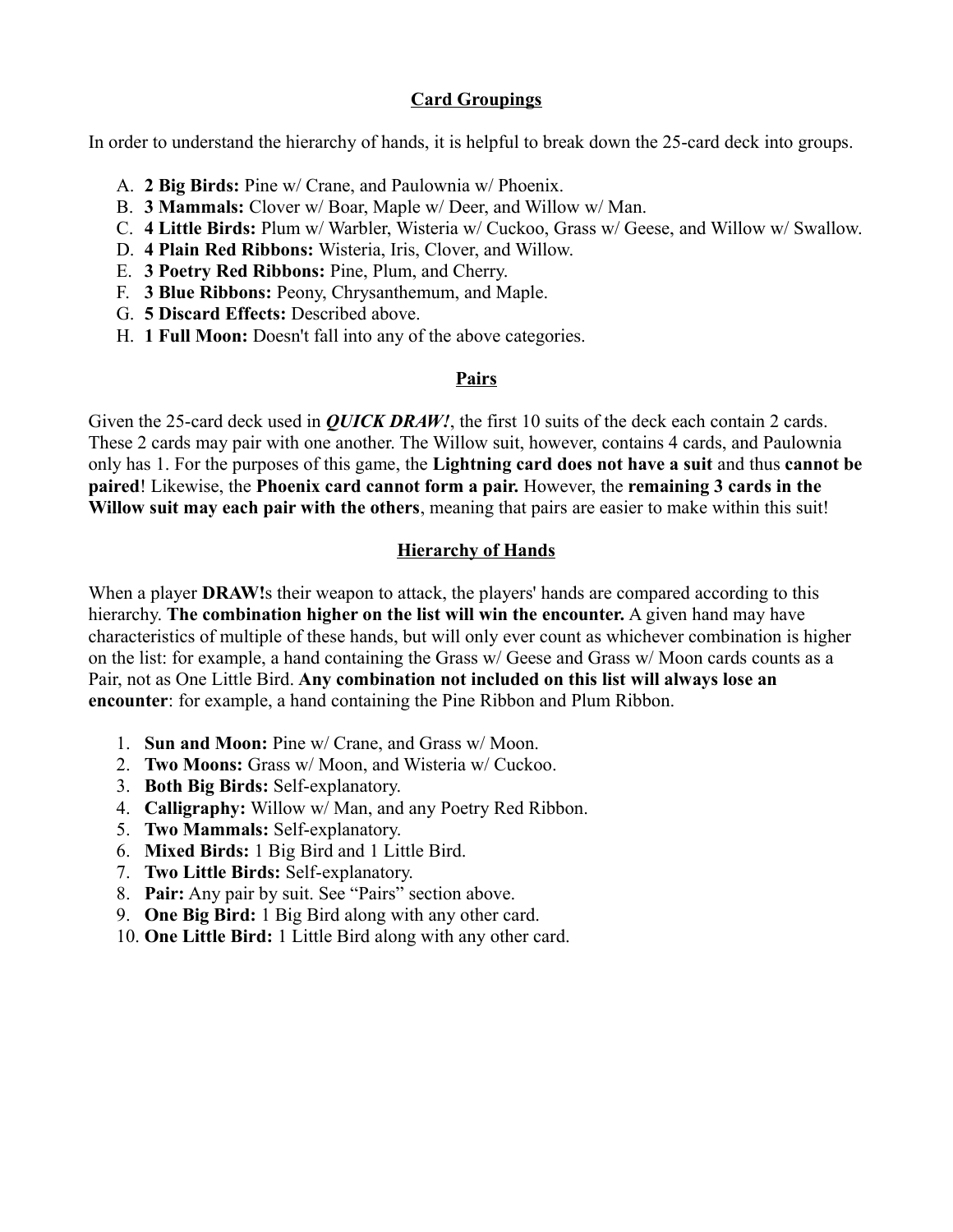## Card Groupings

In order to understand the hierarchy of hands, it is helpful to break down the 25-card deck into groups.

A. **2 Big Birds:** Pine w/ Crane, and Paulownia w/ Phoenix.
B. **3 Mammals:** Clover w/ Boar, Maple w/ Deer, and Willow w/ Man.
C. **4 Little Birds:** Plum w/ Warbler, Wisteria w/ Cuckoo, Grass w/ Geese, and Willow w/ Swallow.
D. **4 Plain Red Ribbons:** Wisteria, Iris, Clover, and Willow.
E. **3 Poetry Red Ribbons:** Pine, Plum, and Cherry.
F. **3 Blue Ribbons:** Peony, Chrysanthemum, and Maple.
G. **5 Discard Effects:** Described above.
H. **1 Full Moon:** Doesn't fall into any of the above categories.

## Pairs

Given the 25-card deck used in ***QUICK DRAW!***, the first 10 suits of the deck each contain 2 cards. These 2 cards may pair with one another. The Willow suit, however, contains 4 cards, and Paulownia only has 1. For the purposes of this game, the **Lightning card does not have a suit** and thus **cannot be paired**! Likewise, the **Phoenix card cannot form a pair.** However, the **remaining 3 cards in the Willow suit may each pair with the others**, meaning that pairs are easier to make within this suit!

## Hierarchy of Hands

When a player **DRAW!**s their weapon to attack, the players' hands are compared according to this hierarchy. **The combination higher on the list will win the encounter.** A given hand may have characteristics of multiple of these hands, but will only ever count as whichever combination is higher on the list: for example, a hand containing the Grass w/ Geese and Grass w/ Moon cards counts as a Pair, not as One Little Bird. **Any combination not included on this list will always lose an encounter**: for example, a hand containing the Pine Ribbon and Plum Ribbon.

1. **Sun and Moon:** Pine w/ Crane, and Grass w/ Moon.
2. **Two Moons:** Grass w/ Moon, and Wisteria w/ Cuckoo.
3. **Both Big Birds:** Self-explanatory.
4. **Calligraphy:** Willow w/ Man, and any Poetry Red Ribbon.
5. **Two Mammals:** Self-explanatory.
6. **Mixed Birds:** 1 Big Bird and 1 Little Bird.
7. **Two Little Birds:** Self-explanatory.
8. **Pair:** Any pair by suit. See "Pairs" section above.
9. **One Big Bird:** 1 Big Bird along with any other card.
10. **One Little Bird:** 1 Little Bird along with any other card.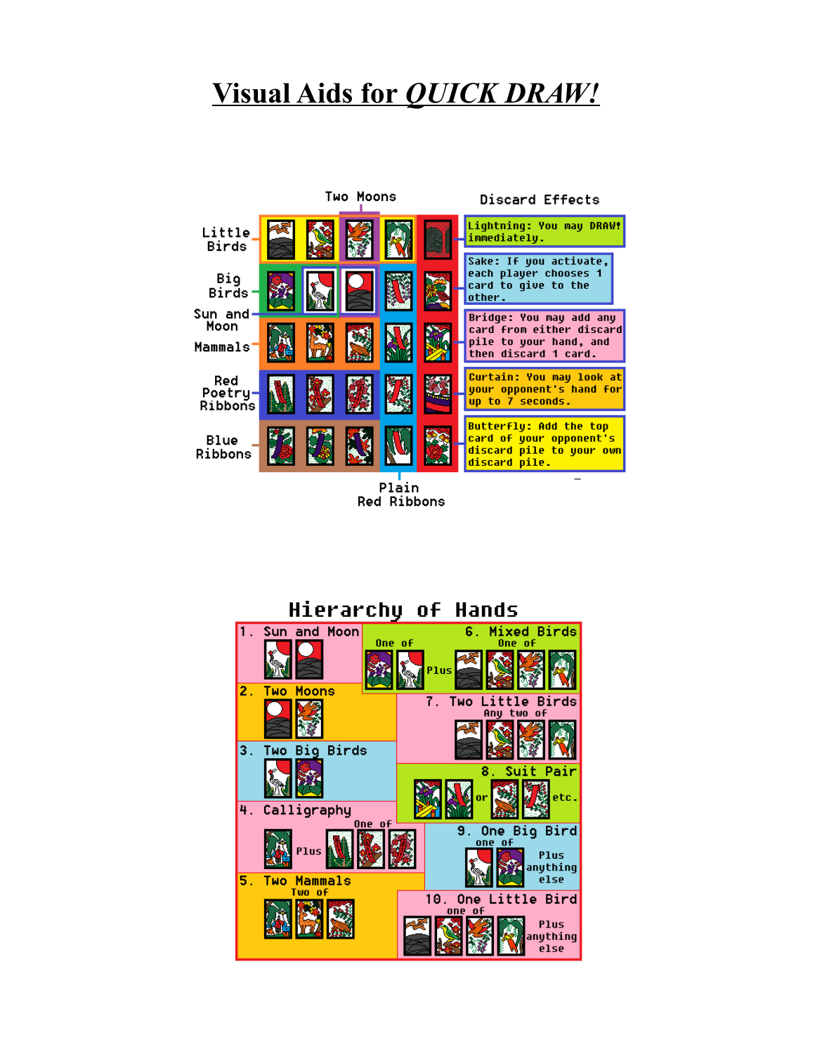# Visual Aids for *QUICK DRAW!*

Two Moons

Discard Effects

Little Birds

Big Birds

Sun and Moon

Mammals

Red Poetry Ribbons

Blue Ribbons

Plain Red Ribbons

Lightning: You may DRAW! immediately.

Sake: If you activate, each player chooses 1 card to give to the other.

Bridge: You may add any card from either discard pile to your hand, and then discard 1 card.

Curtain: You may look at your opponent's hand for up to 7 seconds.

Butterfly: Add the top card of your opponent's discard pile to your own discard pile.

## Hierarchy of Hands

1. Sun and Moon

2. Two Moons

3. Two Big Birds

4. Calligraphy — Plus One of

5. Two Mammals — Two of

6. Mixed Birds — One of Plus One of

7. Two Little Birds — Any two of

8. Suit Pair — or etc.

9. One Big Bird — one of — Plus anything else

10. One Little Bird — one of — Plus anything else